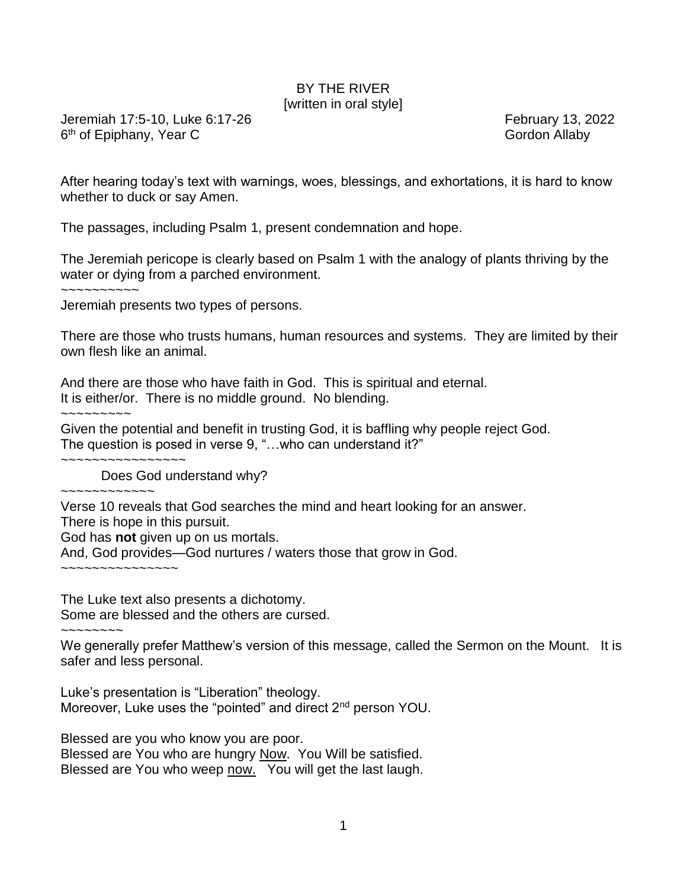# BY THE RIVER

[written in oral style]

Jeremiah 17:5-10, Luke 6:17-26 — February 13, 2022

6th of Epiphany, Year C — Gordon Allaby

After hearing today's text with warnings, woes, blessings, and exhortations, it is hard to know whether to duck or say Amen.

The passages, including Psalm 1, present condemnation and hope.

The Jeremiah pericope is clearly based on Psalm 1 with the analogy of plants thriving by the water or dying from a parched environment.

~~~~~~~~~~

Jeremiah presents two types of persons.

There are those who trusts humans, human resources and systems. They are limited by their own flesh like an animal.

And there are those who have faith in God. This is spiritual and eternal.
It is either/or. There is no middle ground. No blending.

~~~~~~~~~

Given the potential and benefit in trusting God, it is baffling why people reject God.
The question is posed in verse 9, "…who can understand it?"

~~~~~~~~~~~~~~~~

Does God understand why?

~~~~~~~~~~~~~

Verse 10 reveals that God searches the mind and heart looking for an answer.
There is hope in this pursuit.
God has **not** given up on us mortals.
And, God provides—God nurtures / waters those that grow in God.

~~~~~~~~~~~~~~~

The Luke text also presents a dichotomy.
Some are blessed and the others are cursed.

~~~~~~~~

We generally prefer Matthew's version of this message, called the Sermon on the Mount. It is safer and less personal.

Luke's presentation is "Liberation" theology.
Moreover, Luke uses the "pointed" and direct 2nd person YOU.

Blessed are you who know you are poor.
Blessed are You who are hungry <u>Now</u>. You Will be satisfied.
Blessed are You who weep <u>now.</u> You will get the last laugh.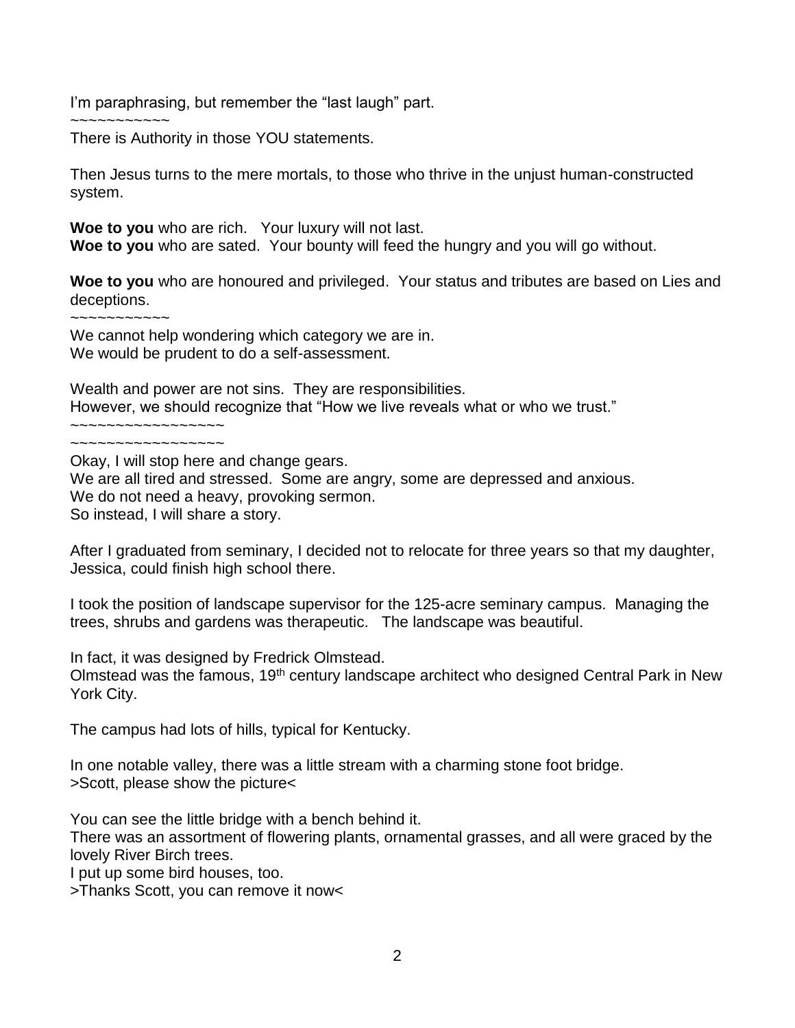I'm paraphrasing, but remember the "last laugh" part.
~~~~~~~~~~~

There is Authority in those YOU statements.

Then Jesus turns to the mere mortals, to those who thrive in the unjust human-constructed system.

**Woe to you** who are rich. Your luxury will not last.
**Woe to you** who are sated. Your bounty will feed the hungry and you will go without.

**Woe to you** who are honoured and privileged. Your status and tributes are based on Lies and deceptions.
~~~~~~~~~~~

We cannot help wondering which category we are in.
We would be prudent to do a self-assessment.

Wealth and power are not sins. They are responsibilities.
However, we should recognize that "How we live reveals what or who we trust."
~~~~~~~~~~~~~~~~~
~~~~~~~~~~~~~~~~~

Okay, I will stop here and change gears.
We are all tired and stressed. Some are angry, some are depressed and anxious.
We do not need a heavy, provoking sermon.
So instead, I will share a story.

After I graduated from seminary, I decided not to relocate for three years so that my daughter, Jessica, could finish high school there.

I took the position of landscape supervisor for the 125-acre seminary campus. Managing the trees, shrubs and gardens was therapeutic. The landscape was beautiful.

In fact, it was designed by Fredrick Olmstead.
Olmstead was the famous, 19th century landscape architect who designed Central Park in New York City.

The campus had lots of hills, typical for Kentucky.

In one notable valley, there was a little stream with a charming stone foot bridge.
>Scott, please show the picture<

You can see the little bridge with a bench behind it.
There was an assortment of flowering plants, ornamental grasses, and all were graced by the lovely River Birch trees.
I put up some bird houses, too.
>Thanks Scott, you can remove it now<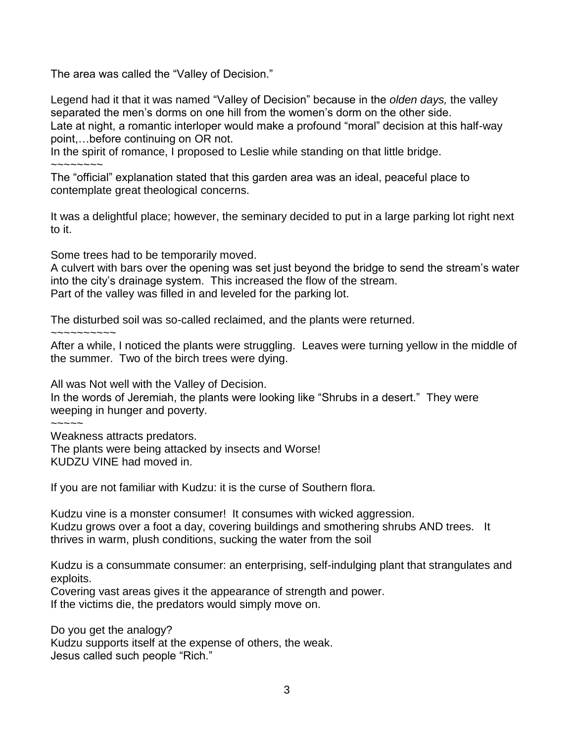The area was called the "Valley of Decision."

Legend had it that it was named "Valley of Decision" because in the *olden days,* the valley separated the men's dorms on one hill from the women's dorm on the other side.
Late at night, a romantic interloper would make a profound "moral" decision at this half-way point,…before continuing on OR not.
In the spirit of romance, I proposed to Leslie while standing on that little bridge.
~~~~~~~~
The "official" explanation stated that this garden area was an ideal, peaceful place to contemplate great theological concerns.

It was a delightful place; however, the seminary decided to put in a large parking lot right next to it.

Some trees had to be temporarily moved.
A culvert with bars over the opening was set just beyond the bridge to send the stream's water into the city's drainage system. This increased the flow of the stream.
Part of the valley was filled in and leveled for the parking lot.

The disturbed soil was so-called reclaimed, and the plants were returned.
~~~~~~~~~~
After a while, I noticed the plants were struggling. Leaves were turning yellow in the middle of the summer. Two of the birch trees were dying.

All was Not well with the Valley of Decision.
In the words of Jeremiah, the plants were looking like "Shrubs in a desert." They were weeping in hunger and poverty.
~~~~~
Weakness attracts predators.
The plants were being attacked by insects and Worse!
KUDZU VINE had moved in.

If you are not familiar with Kudzu: it is the curse of Southern flora.

Kudzu vine is a monster consumer! It consumes with wicked aggression.
Kudzu grows over a foot a day, covering buildings and smothering shrubs AND trees. It thrives in warm, plush conditions, sucking the water from the soil

Kudzu is a consummate consumer: an enterprising, self-indulging plant that strangulates and exploits.
Covering vast areas gives it the appearance of strength and power.
If the victims die, the predators would simply move on.

Do you get the analogy?
Kudzu supports itself at the expense of others, the weak.
Jesus called such people "Rich."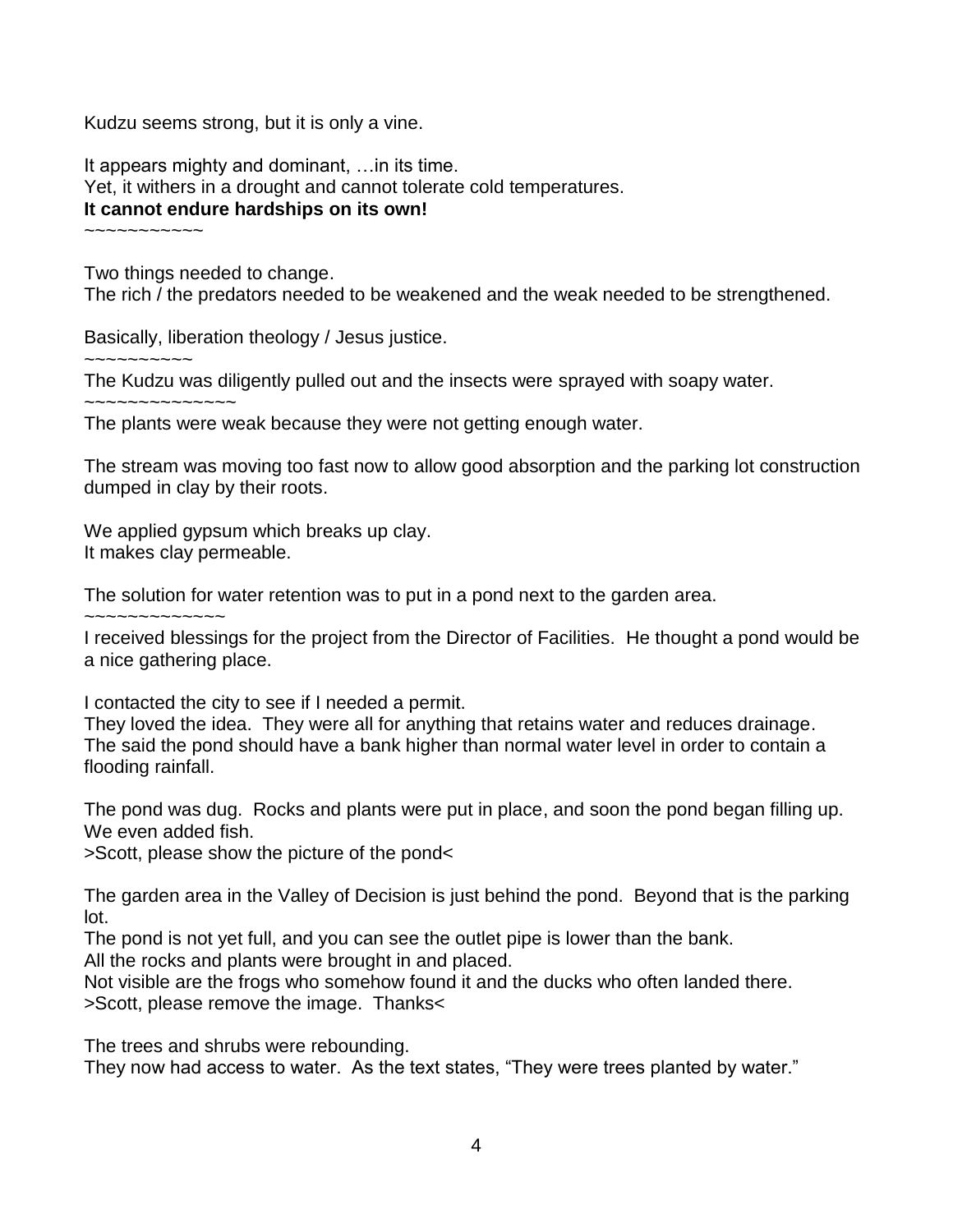Kudzu seems strong, but it is only a vine.

It appears mighty and dominant, …in its time.
Yet, it withers in a drought and cannot tolerate cold temperatures.
**It cannot endure hardships on its own!**

~~~~~~~~~~~~

Two things needed to change.
The rich / the predators needed to be weakened and the weak needed to be strengthened.

Basically, liberation theology / Jesus justice.

~~~~~~~~~~

The Kudzu was diligently pulled out and the insects were sprayed with soapy water.

~~~~~~~~~~~~~~~

The plants were weak because they were not getting enough water.

The stream was moving too fast now to allow good absorption and the parking lot construction dumped in clay by their roots.

We applied gypsum which breaks up clay.
It makes clay permeable.

The solution for water retention was to put in a pond next to the garden area.

~~~~~~~~~~~~~~

I received blessings for the project from the Director of Facilities. He thought a pond would be a nice gathering place.

I contacted the city to see if I needed a permit.
They loved the idea. They were all for anything that retains water and reduces drainage.
The said the pond should have a bank higher than normal water level in order to contain a flooding rainfall.

The pond was dug. Rocks and plants were put in place, and soon the pond began filling up.
We even added fish.
>Scott, please show the picture of the pond<

The garden area in the Valley of Decision is just behind the pond. Beyond that is the parking lot.
The pond is not yet full, and you can see the outlet pipe is lower than the bank.
All the rocks and plants were brought in and placed.
Not visible are the frogs who somehow found it and the ducks who often landed there.
>Scott, please remove the image. Thanks<

The trees and shrubs were rebounding.
They now had access to water. As the text states, "They were trees planted by water."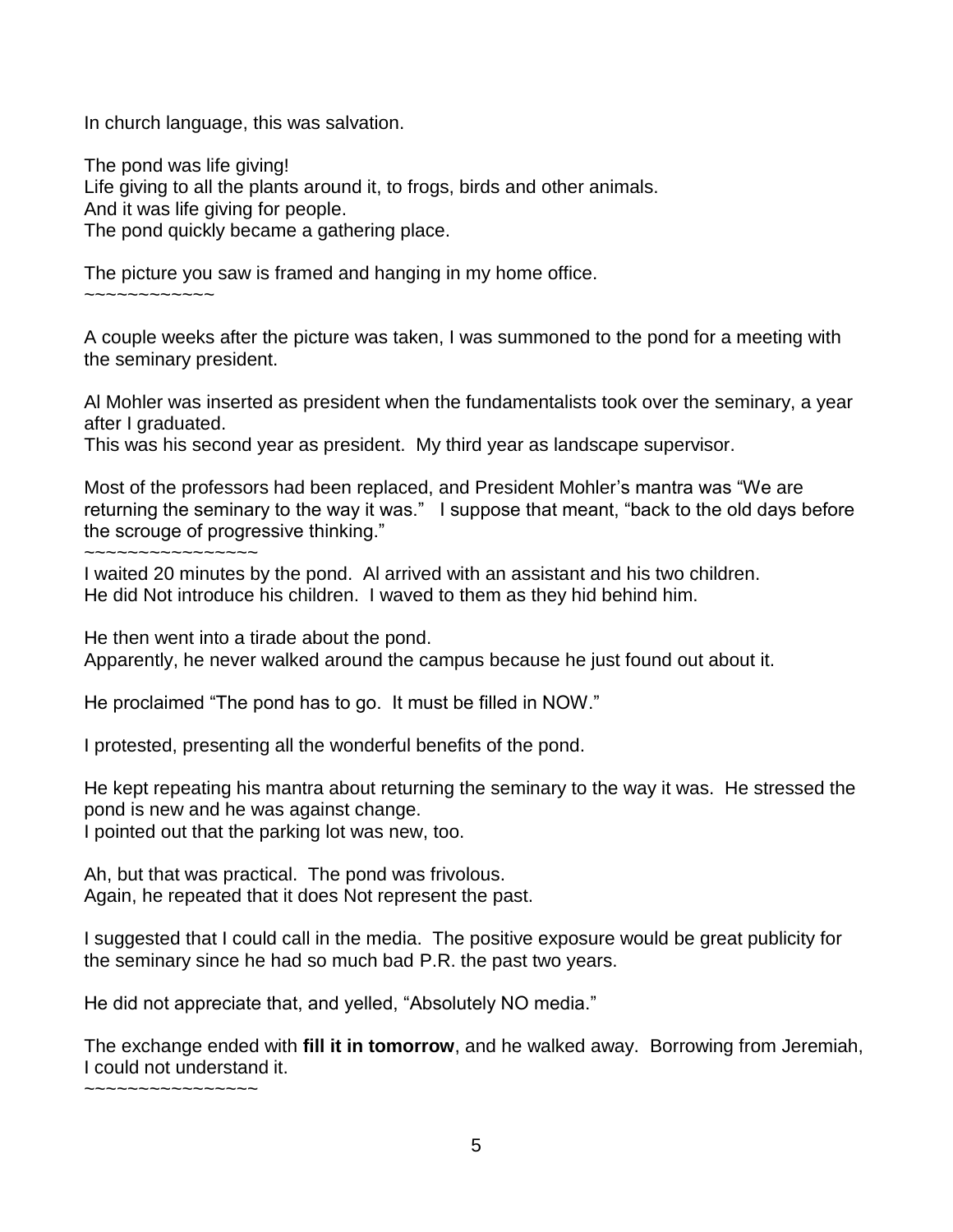In church language, this was salvation.

The pond was life giving!  
Life giving to all the plants around it, to frogs, birds and other animals.  
And it was life giving for people.  
The pond quickly became a gathering place.

The picture you saw is framed and hanging in my home office.  
~~~~~~~~~~~~

A couple weeks after the picture was taken, I was summoned to the pond for a meeting with the seminary president.

Al Mohler was inserted as president when the fundamentalists took over the seminary, a year after I graduated.  
This was his second year as president. My third year as landscape supervisor.

Most of the professors had been replaced, and President Mohler's mantra was "We are returning the seminary to the way it was." I suppose that meant, "back to the old days before the scrouge of progressive thinking."  
~~~~~~~~~~~~~~~~  
I waited 20 minutes by the pond. Al arrived with an assistant and his two children.  
He did Not introduce his children. I waved to them as they hid behind him.

He then went into a tirade about the pond.  
Apparently, he never walked around the campus because he just found out about it.

He proclaimed "The pond has to go. It must be filled in NOW."

I protested, presenting all the wonderful benefits of the pond.

He kept repeating his mantra about returning the seminary to the way it was. He stressed the pond is new and he was against change.  
I pointed out that the parking lot was new, too.

Ah, but that was practical. The pond was frivolous.  
Again, he repeated that it does Not represent the past.

I suggested that I could call in the media. The positive exposure would be great publicity for the seminary since he had so much bad P.R. the past two years.

He did not appreciate that, and yelled, "Absolutely NO media."

The exchange ended with **fill it in tomorrow**, and he walked away. Borrowing from Jeremiah, I could not understand it.  
~~~~~~~~~~~~~~~~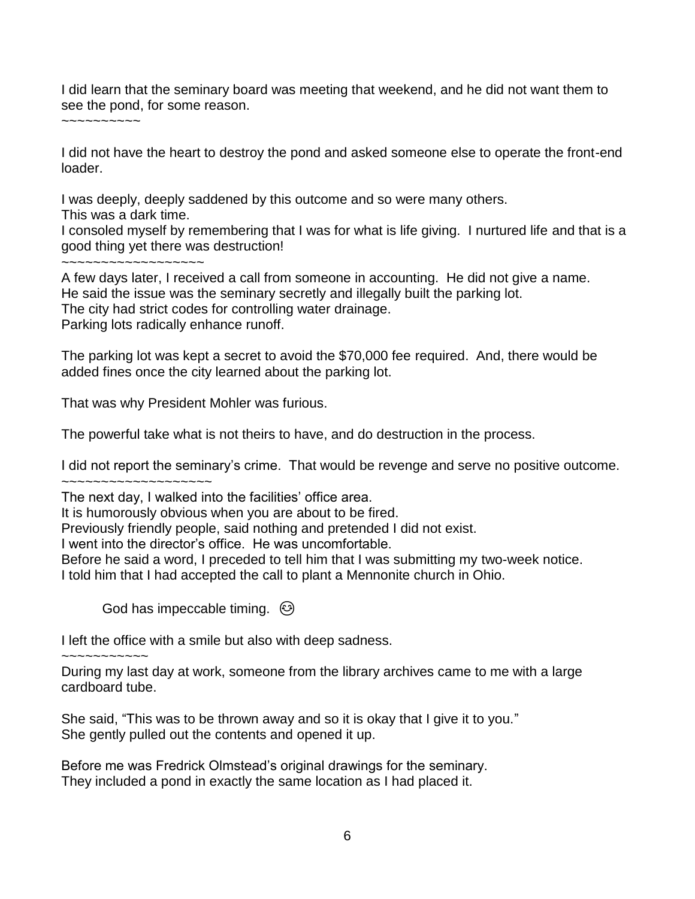I did learn that the seminary board was meeting that weekend, and he did not want them to see the pond, for some reason.
~~~~~~~~~~

I did not have the heart to destroy the pond and asked someone else to operate the front-end loader.

I was deeply, deeply saddened by this outcome and so were many others.
This was a dark time.
I consoled myself by remembering that I was for what is life giving. I nurtured life and that is a good thing yet there was destruction!
~~~~~~~~~~~~~~~~~~
A few days later, I received a call from someone in accounting. He did not give a name.
He said the issue was the seminary secretly and illegally built the parking lot.
The city had strict codes for controlling water drainage.
Parking lots radically enhance runoff.

The parking lot was kept a secret to avoid the $70,000 fee required. And, there would be added fines once the city learned about the parking lot.

That was why President Mohler was furious.

The powerful take what is not theirs to have, and do destruction in the process.

I did not report the seminary's crime. That would be revenge and serve no positive outcome.
~~~~~~~~~~~~~~~~~~~
The next day, I walked into the facilities' office area.
It is humorously obvious when you are about to be fired.
Previously friendly people, said nothing and pretended I did not exist.
I went into the director's office. He was uncomfortable.
Before he said a word, I preceded to tell him that I was submitting my two-week notice.
I told him that I had accepted the call to plant a Mennonite church in Ohio.

God has impeccable timing. 😌

I left the office with a smile but also with deep sadness.
~~~~~~~~~~~~
During my last day at work, someone from the library archives came to me with a large cardboard tube.

She said, "This was to be thrown away and so it is okay that I give it to you."
She gently pulled out the contents and opened it up.

Before me was Fredrick Olmstead's original drawings for the seminary.
They included a pond in exactly the same location as I had placed it.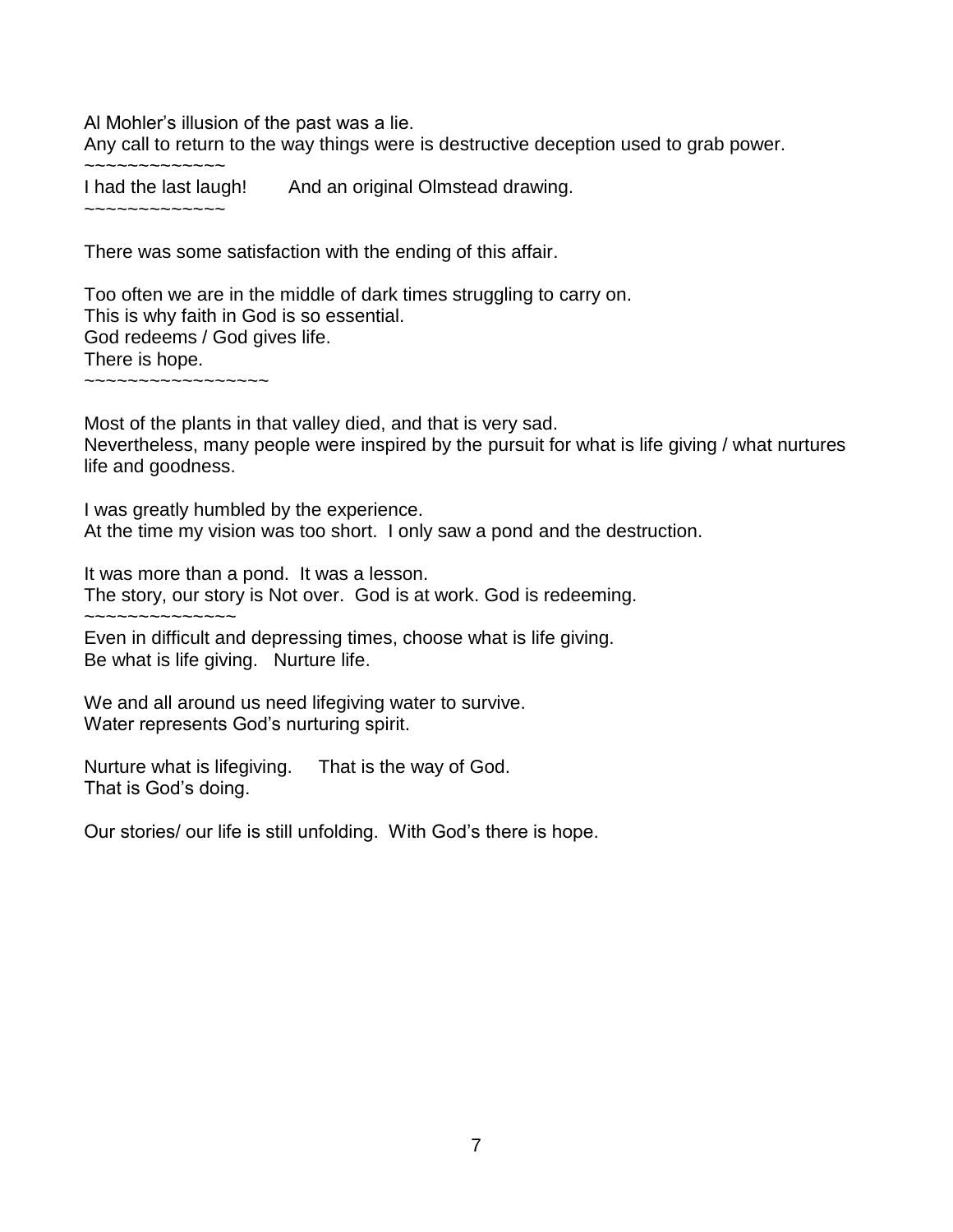Al Mohler's illusion of the past was a lie.
Any call to return to the way things were is destructive deception used to grab power.

~~~~~~~~~~~~~~

I had the last laugh!   And an original Olmstead drawing.

~~~~~~~~~~~~~~

There was some satisfaction with the ending of this affair.

Too often we are in the middle of dark times struggling to carry on.
This is why faith in God is so essential.
God redeems / God gives life.
There is hope.

~~~~~~~~~~~~~~~~~~

Most of the plants in that valley died, and that is very sad.
Nevertheless, many people were inspired by the pursuit for what is life giving / what nurtures life and goodness.

I was greatly humbled by the experience.
At the time my vision was too short. I only saw a pond and the destruction.

It was more than a pond. It was a lesson.
The story, our story is Not over. God is at work. God is redeeming.

~~~~~~~~~~~~~~~

Even in difficult and depressing times, choose what is life giving.
Be what is life giving. Nurture life.

We and all around us need lifegiving water to survive.
Water represents God's nurturing spirit.

Nurture what is lifegiving.   That is the way of God.
That is God's doing.

Our stories/ our life is still unfolding. With God's there is hope.